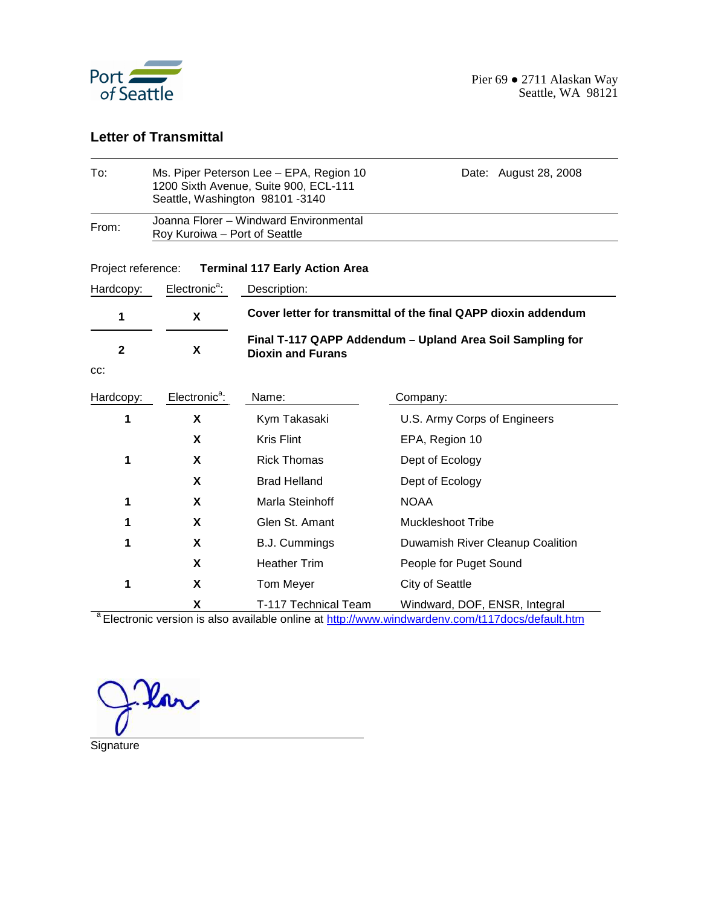Port of Seattle

Pier 69 ● 2711 Alaskan Way
Seattle, WA 98121

## Letter of Transmittal

| | | |
|---|---|---|
| To: | Ms. Piper Peterson Lee – EPA, Region 10<br>1200 Sixth Avenue, Suite 900, ECL-111<br>Seattle, Washington 98101 -3140 | Date: August 28, 2008 |
| From: | Joanna Florer – Windward Environmental<br>Roy Kuroiwa – Port of Seattle | |

Project reference: **Terminal 117 Early Action Area**

| Hardcopy: | Electronic[a]: | Description: |
|---|---|---|
| **1** | **X** | **Cover letter for transmittal of the final QAPP dioxin addendum** |
| **2** | **X** | **Final T-117 QAPP Addendum – Upland Area Soil Sampling for Dioxin and Furans** |

cc:

| Hardcopy: | Electronic[a]: | Name: | Company: |
|---|---|---|---|
| **1** | **X** | Kym Takasaki | U.S. Army Corps of Engineers |
| | **X** | Kris Flint | EPA, Region 10 |
| **1** | **X** | Rick Thomas | Dept of Ecology |
| | **X** | Brad Helland | Dept of Ecology |
| **1** | **X** | Marla Steinhoff | NOAA |
| **1** | **X** | Glen St. Amant | Muckleshoot Tribe |
| **1** | **X** | B.J. Cummings | Duwamish River Cleanup Coalition |
| | **X** | Heather Trim | People for Puget Sound |
| **1** | **X** | Tom Meyer | City of Seattle |
| | **X** | T-117 Technical Team | Windward, DOF, ENSR, Integral |

[a] Electronic version is also available online at http://www.windwardenv.com/t117docs/default.htm

Signature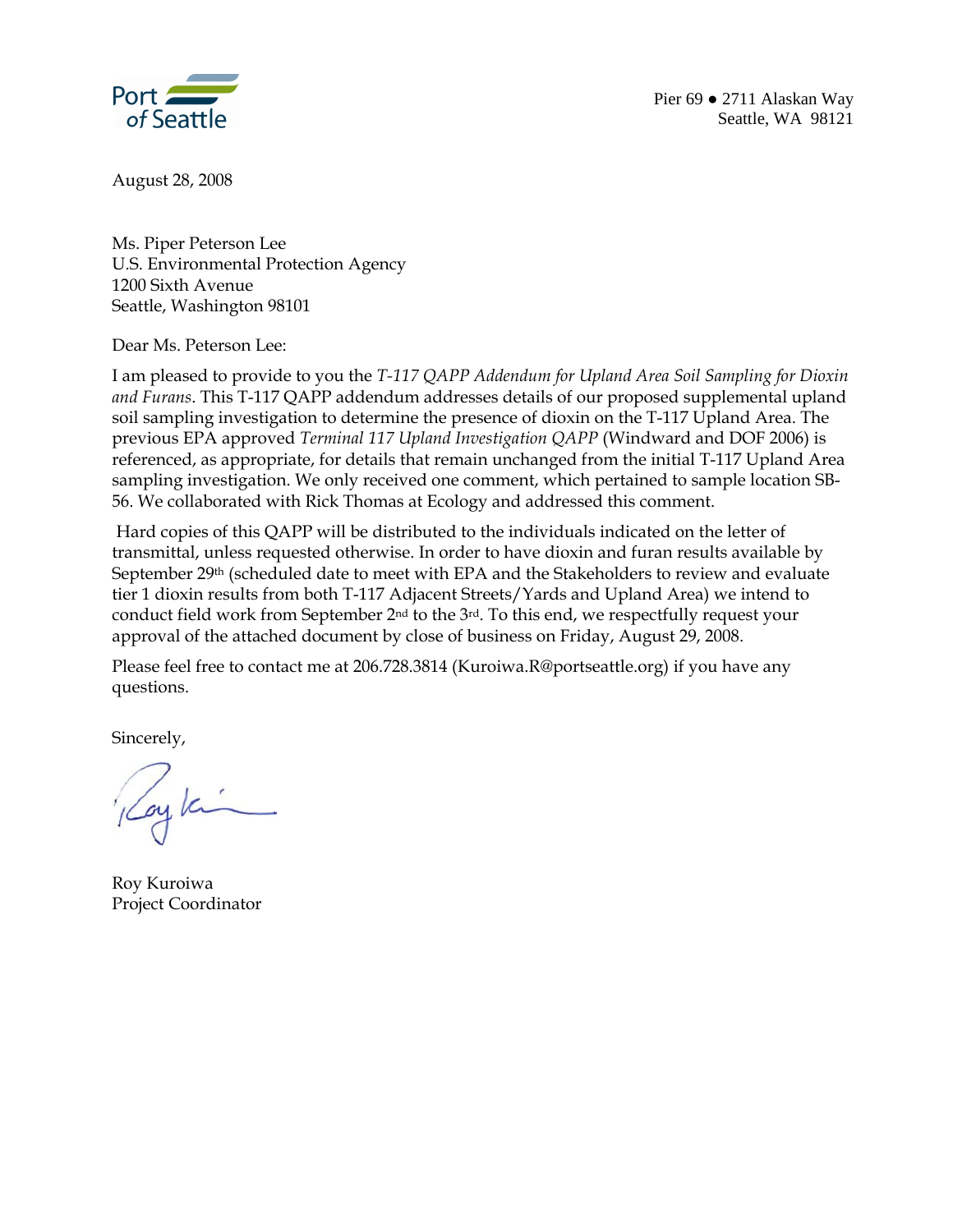Port of Seattle

Pier 69 ● 2711 Alaskan Way
Seattle, WA 98121

August 28, 2008

Ms. Piper Peterson Lee
U.S. Environmental Protection Agency
1200 Sixth Avenue
Seattle, Washington 98101

Dear Ms. Peterson Lee:

I am pleased to provide to you the *T-117 QAPP Addendum for Upland Area Soil Sampling for Dioxin and Furans*. This T-117 QAPP addendum addresses details of our proposed supplemental upland soil sampling investigation to determine the presence of dioxin on the T-117 Upland Area. The previous EPA approved *Terminal 117 Upland Investigation QAPP* (Windward and DOF 2006) is referenced, as appropriate, for details that remain unchanged from the initial T-117 Upland Area sampling investigation. We only received one comment, which pertained to sample location SB-56. We collaborated with Rick Thomas at Ecology and addressed this comment.

Hard copies of this QAPP will be distributed to the individuals indicated on the letter of transmittal, unless requested otherwise. In order to have dioxin and furan results available by September 29th (scheduled date to meet with EPA and the Stakeholders to review and evaluate tier 1 dioxin results from both T-117 Adjacent Streets/Yards and Upland Area) we intend to conduct field work from September 2nd to the 3rd. To this end, we respectfully request your approval of the attached document by close of business on Friday, August 29, 2008.

Please feel free to contact me at 206.728.3814 (Kuroiwa.R@portseattle.org) if you have any questions.

Sincerely,

Roy Kuroiwa
Project Coordinator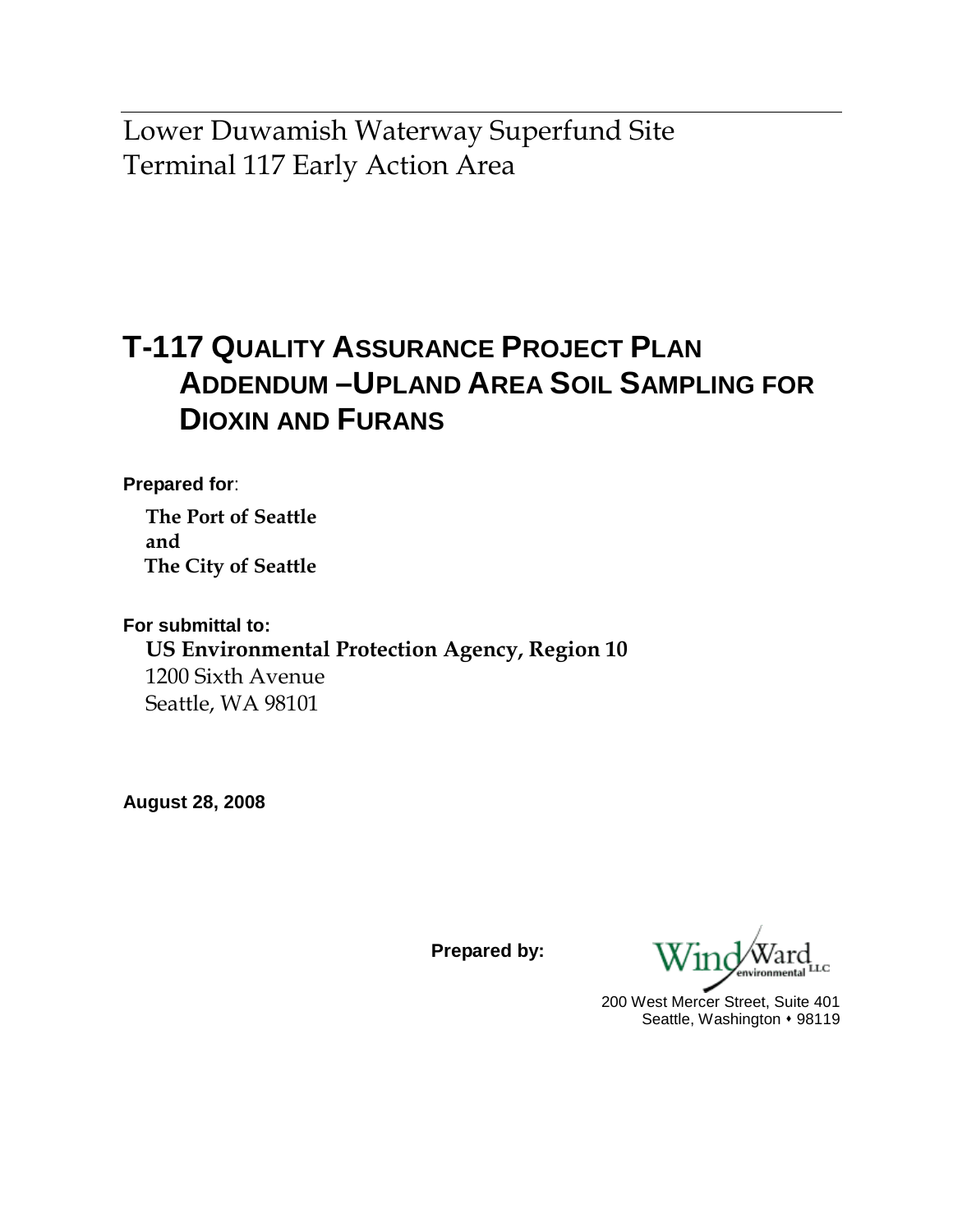Lower Duwamish Waterway Superfund Site
Terminal 117 Early Action Area

# T-117 Quality Assurance Project Plan Addendum –Upland Area Soil Sampling for Dioxin and Furans

**Prepared for**:

**The Port of Seattle**
**and**
**The City of Seattle**

**For submittal to:**

**US Environmental Protection Agency, Region 10**
1200 Sixth Avenue
Seattle, WA 98101

**August 28, 2008**

**Prepared by:**

Windward environmental LLC
200 West Mercer Street, Suite 401
Seattle, Washington • 98119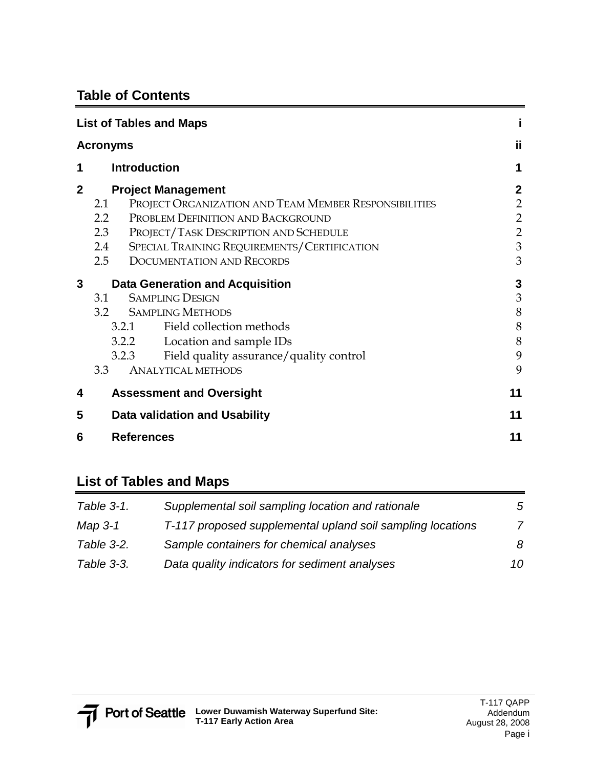## Table of Contents

| | | |
|---|---|---|
| **List of Tables and Maps** | | **i** |
| **Acronyms** | | **ii** |
| **1** | **Introduction** | **1** |
| **2** | **Project Management** | **2** |
| 2.1 | Project Organization and Team Member Responsibilities | 2 |
| 2.2 | Problem Definition and Background | 2 |
| 2.3 | Project/Task Description and Schedule | 2 |
| 2.4 | Special Training Requirements/Certification | 3 |
| 2.5 | Documentation and Records | 3 |
| **3** | **Data Generation and Acquisition** | **3** |
| 3.1 | Sampling Design | 3 |
| 3.2 | Sampling Methods | 8 |
| 3.2.1 | Field collection methods | 8 |
| 3.2.2 | Location and sample IDs | 8 |
| 3.2.3 | Field quality assurance/quality control | 9 |
| 3.3 | Analytical methods | 9 |
| **4** | **Assessment and Oversight** | **11** |
| **5** | **Data validation and Usability** | **11** |
| **6** | **References** | **11** |

## List of Tables and Maps

| | | |
|---|---|---|
| *Table 3-1.* | *Supplemental soil sampling location and rationale* | *5* |
| *Map 3-1* | *T-117 proposed supplemental upland soil sampling locations* | *7* |
| *Table 3-2.* | *Sample containers for chemical analyses* | *8* |
| *Table 3-3.* | *Data quality indicators for sediment analyses* | *10* |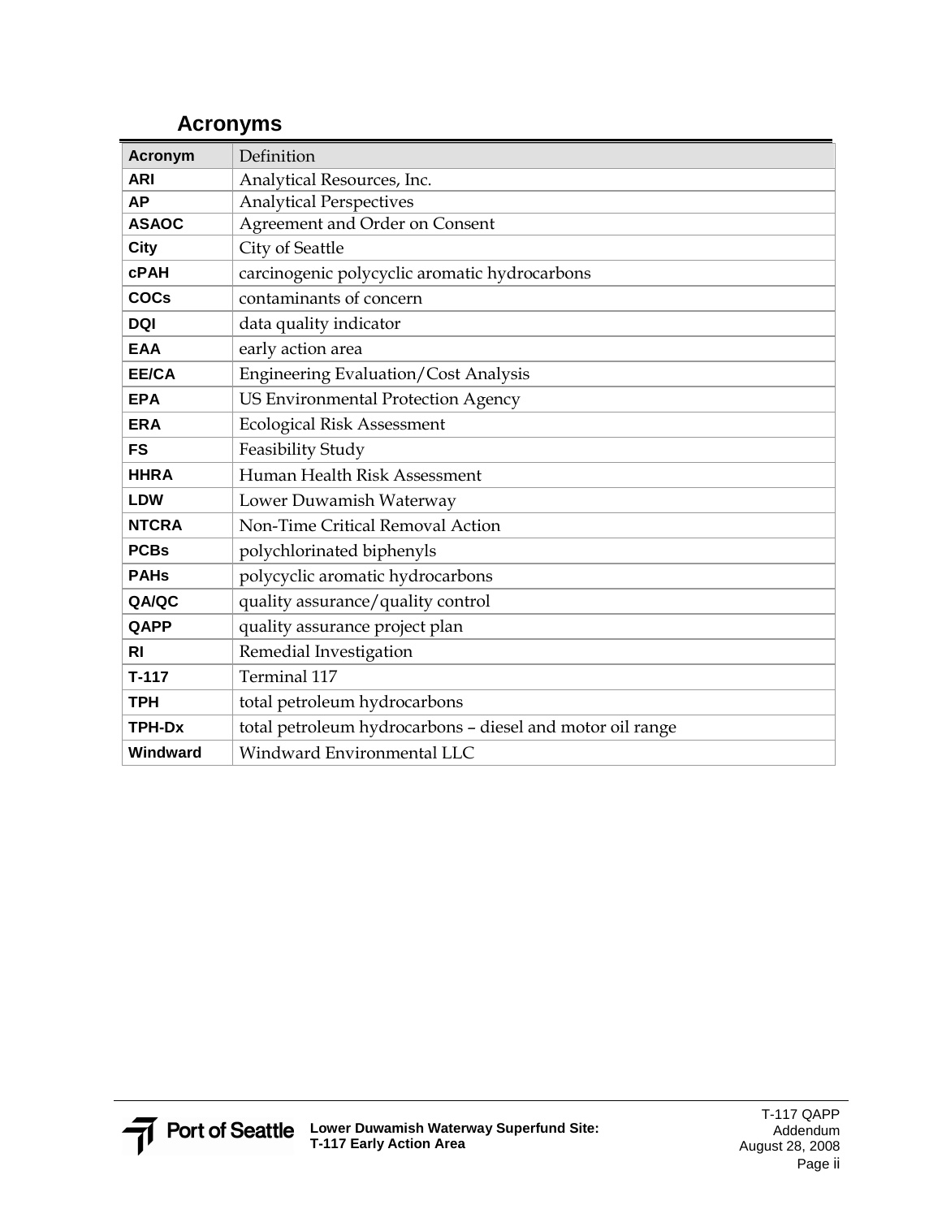# Acronyms

| Acronym | Definition |
|---|---|
| ARI | Analytical Resources, Inc. |
| AP | Analytical Perspectives |
| ASAOC | Agreement and Order on Consent |
| City | City of Seattle |
| cPAH | carcinogenic polycyclic aromatic hydrocarbons |
| COCs | contaminants of concern |
| DQI | data quality indicator |
| EAA | early action area |
| EE/CA | Engineering Evaluation/Cost Analysis |
| EPA | US Environmental Protection Agency |
| ERA | Ecological Risk Assessment |
| FS | Feasibility Study |
| HHRA | Human Health Risk Assessment |
| LDW | Lower Duwamish Waterway |
| NTCRA | Non-Time Critical Removal Action |
| PCBs | polychlorinated biphenyls |
| PAHs | polycyclic aromatic hydrocarbons |
| QA/QC | quality assurance/quality control |
| QAPP | quality assurance project plan |
| RI | Remedial Investigation |
| T-117 | Terminal 117 |
| TPH | total petroleum hydrocarbons |
| TPH-Dx | total petroleum hydrocarbons – diesel and motor oil range |
| Windward | Windward Environmental LLC |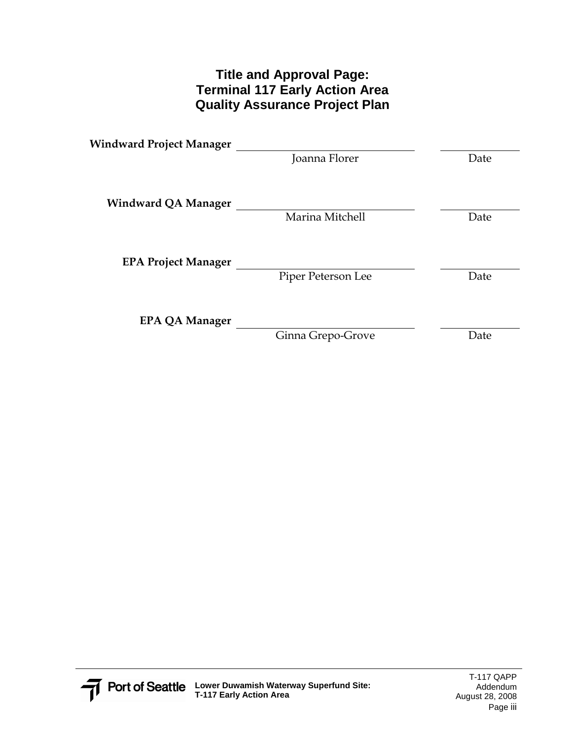# Title and Approval Page: Terminal 117 Early Action Area Quality Assurance Project Plan

**Windward Project Manager** \_\_\_\_\_\_\_\_\_\_\_\_\_\_\_\_\_\_\_\_\_\_\_\_\_\_\_\_\_\_ \_\_\_\_\_\_\_\_\_\_\_\_
Joanna Florer — Date

**Windward QA Manager** \_\_\_\_\_\_\_\_\_\_\_\_\_\_\_\_\_\_\_\_\_\_\_\_\_\_\_\_\_\_ \_\_\_\_\_\_\_\_\_\_\_\_
Marina Mitchell — Date

**EPA Project Manager** \_\_\_\_\_\_\_\_\_\_\_\_\_\_\_\_\_\_\_\_\_\_\_\_\_\_\_\_\_\_ \_\_\_\_\_\_\_\_\_\_\_\_
Piper Peterson Lee — Date

**EPA QA Manager** \_\_\_\_\_\_\_\_\_\_\_\_\_\_\_\_\_\_\_\_\_\_\_\_\_\_\_\_\_\_ \_\_\_\_\_\_\_\_\_\_\_\_
Ginna Grepo-Grove — Date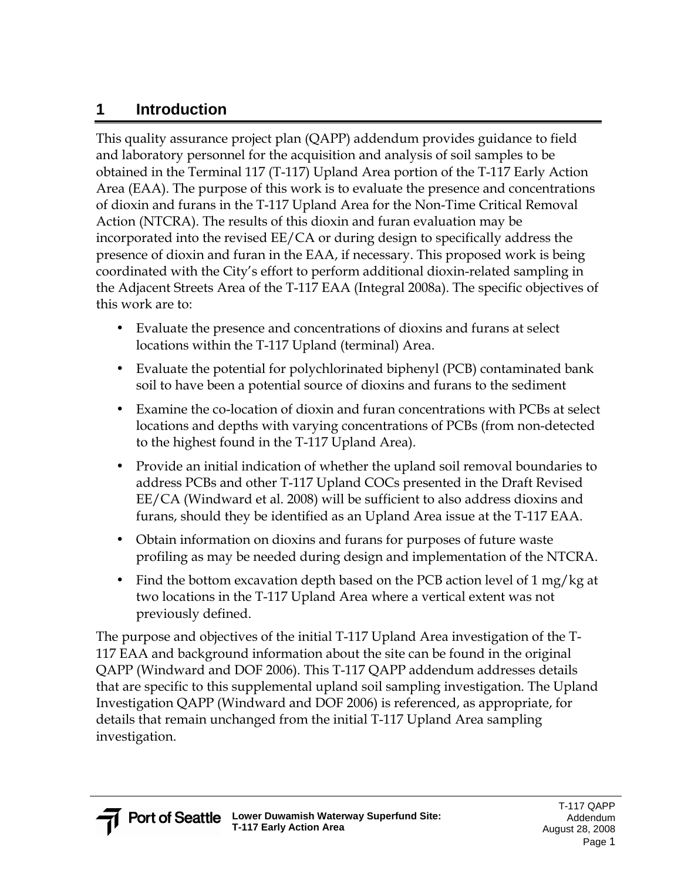# 1 Introduction

This quality assurance project plan (QAPP) addendum provides guidance to field and laboratory personnel for the acquisition and analysis of soil samples to be obtained in the Terminal 117 (T-117) Upland Area portion of the T-117 Early Action Area (EAA). The purpose of this work is to evaluate the presence and concentrations of dioxin and furans in the T-117 Upland Area for the Non-Time Critical Removal Action (NTCRA). The results of this dioxin and furan evaluation may be incorporated into the revised EE/CA or during design to specifically address the presence of dioxin and furan in the EAA, if necessary. This proposed work is being coordinated with the City's effort to perform additional dioxin-related sampling in the Adjacent Streets Area of the T-117 EAA (Integral 2008a). The specific objectives of this work are to:

- Evaluate the presence and concentrations of dioxins and furans at select locations within the T-117 Upland (terminal) Area.
- Evaluate the potential for polychlorinated biphenyl (PCB) contaminated bank soil to have been a potential source of dioxins and furans to the sediment
- Examine the co-location of dioxin and furan concentrations with PCBs at select locations and depths with varying concentrations of PCBs (from non-detected to the highest found in the T-117 Upland Area).
- Provide an initial indication of whether the upland soil removal boundaries to address PCBs and other T-117 Upland COCs presented in the Draft Revised EE/CA (Windward et al. 2008) will be sufficient to also address dioxins and furans, should they be identified as an Upland Area issue at the T-117 EAA.
- Obtain information on dioxins and furans for purposes of future waste profiling as may be needed during design and implementation of the NTCRA.
- Find the bottom excavation depth based on the PCB action level of 1 mg/kg at two locations in the T-117 Upland Area where a vertical extent was not previously defined.

The purpose and objectives of the initial T-117 Upland Area investigation of the T-117 EAA and background information about the site can be found in the original QAPP (Windward and DOF 2006). This T-117 QAPP addendum addresses details that are specific to this supplemental upland soil sampling investigation. The Upland Investigation QAPP (Windward and DOF 2006) is referenced, as appropriate, for details that remain unchanged from the initial T-117 Upland Area sampling investigation.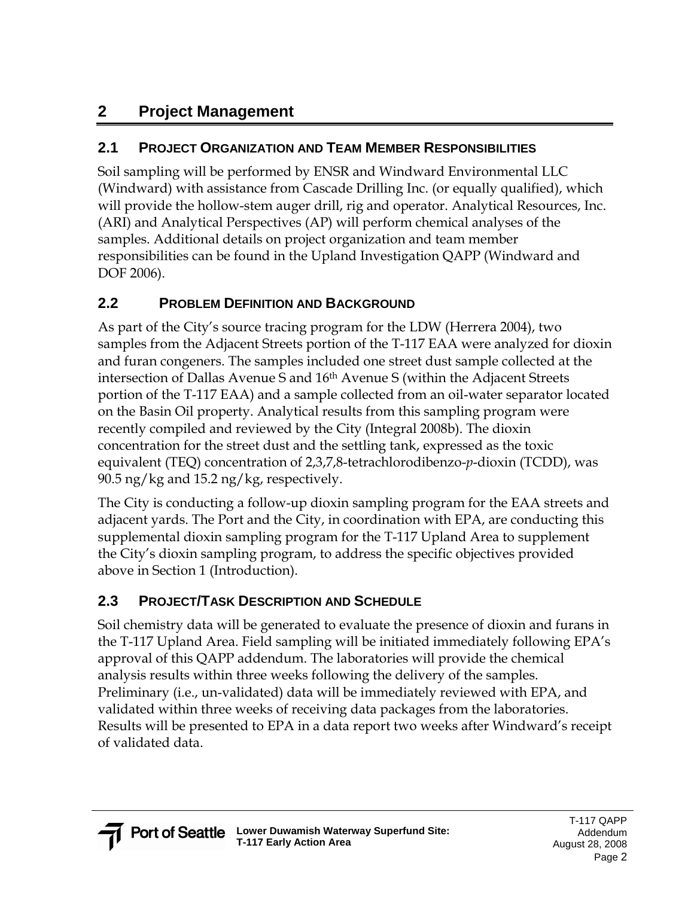# 2 Project Management

## 2.1 PROJECT ORGANIZATION AND TEAM MEMBER RESPONSIBILITIES

Soil sampling will be performed by ENSR and Windward Environmental LLC (Windward) with assistance from Cascade Drilling Inc. (or equally qualified), which will provide the hollow-stem auger drill, rig and operator. Analytical Resources, Inc. (ARI) and Analytical Perspectives (AP) will perform chemical analyses of the samples. Additional details on project organization and team member responsibilities can be found in the Upland Investigation QAPP (Windward and DOF 2006).

## 2.2 PROBLEM DEFINITION AND BACKGROUND

As part of the City's source tracing program for the LDW (Herrera 2004), two samples from the Adjacent Streets portion of the T-117 EAA were analyzed for dioxin and furan congeners. The samples included one street dust sample collected at the intersection of Dallas Avenue S and 16th Avenue S (within the Adjacent Streets portion of the T-117 EAA) and a sample collected from an oil-water separator located on the Basin Oil property. Analytical results from this sampling program were recently compiled and reviewed by the City (Integral 2008b). The dioxin concentration for the street dust and the settling tank, expressed as the toxic equivalent (TEQ) concentration of 2,3,7,8-tetrachlorodibenzo-*p*-dioxin (TCDD), was 90.5 ng/kg and 15.2 ng/kg, respectively.

The City is conducting a follow-up dioxin sampling program for the EAA streets and adjacent yards. The Port and the City, in coordination with EPA, are conducting this supplemental dioxin sampling program for the T-117 Upland Area to supplement the City's dioxin sampling program, to address the specific objectives provided above in Section 1 (Introduction).

## 2.3 PROJECT/TASK DESCRIPTION AND SCHEDULE

Soil chemistry data will be generated to evaluate the presence of dioxin and furans in the T-117 Upland Area. Field sampling will be initiated immediately following EPA's approval of this QAPP addendum. The laboratories will provide the chemical analysis results within three weeks following the delivery of the samples. Preliminary (i.e., un-validated) data will be immediately reviewed with EPA, and validated within three weeks of receiving data packages from the laboratories. Results will be presented to EPA in a data report two weeks after Windward's receipt of validated data.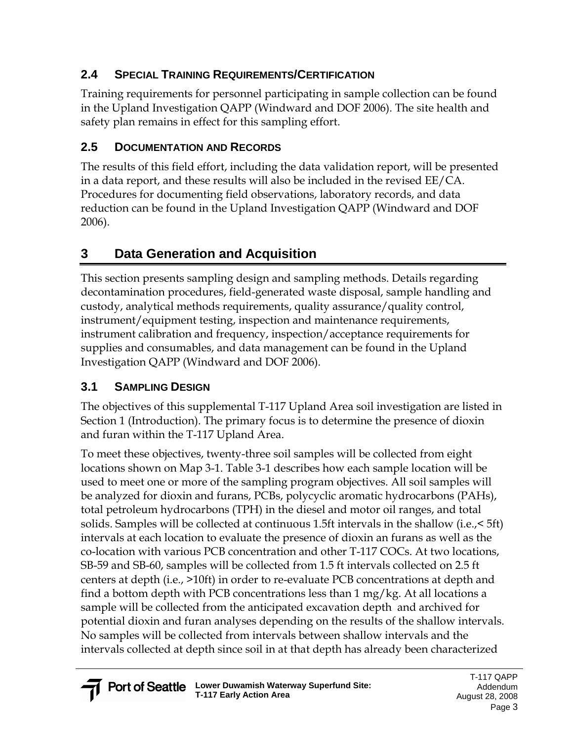### 2.4 Special Training Requirements/Certification

Training requirements for personnel participating in sample collection can be found in the Upland Investigation QAPP (Windward and DOF 2006). The site health and safety plan remains in effect for this sampling effort.

### 2.5 Documentation and Records

The results of this field effort, including the data validation report, will be presented in a data report, and these results will also be included in the revised EE/CA. Procedures for documenting field observations, laboratory records, and data reduction can be found in the Upland Investigation QAPP (Windward and DOF 2006).

## 3 Data Generation and Acquisition

This section presents sampling design and sampling methods. Details regarding decontamination procedures, field-generated waste disposal, sample handling and custody, analytical methods requirements, quality assurance/quality control, instrument/equipment testing, inspection and maintenance requirements, instrument calibration and frequency, inspection/acceptance requirements for supplies and consumables, and data management can be found in the Upland Investigation QAPP (Windward and DOF 2006).

### 3.1 Sampling Design

The objectives of this supplemental T-117 Upland Area soil investigation are listed in Section 1 (Introduction). The primary focus is to determine the presence of dioxin and furan within the T-117 Upland Area.

To meet these objectives, twenty-three soil samples will be collected from eight locations shown on Map 3-1. Table 3-1 describes how each sample location will be used to meet one or more of the sampling program objectives. All soil samples will be analyzed for dioxin and furans, PCBs, polycyclic aromatic hydrocarbons (PAHs), total petroleum hydrocarbons (TPH) in the diesel and motor oil ranges, and total solids. Samples will be collected at continuous 1.5ft intervals in the shallow (i.e.,< 5ft) intervals at each location to evaluate the presence of dioxin an furans as well as the co-location with various PCB concentration and other T-117 COCs. At two locations, SB-59 and SB-60, samples will be collected from 1.5 ft intervals collected on 2.5 ft centers at depth (i.e., >10ft) in order to re-evaluate PCB concentrations at depth and find a bottom depth with PCB concentrations less than 1 mg/kg. At all locations a sample will be collected from the anticipated excavation depth and archived for potential dioxin and furan analyses depending on the results of the shallow intervals. No samples will be collected from intervals between shallow intervals and the intervals collected at depth since soil in at that depth has already been characterized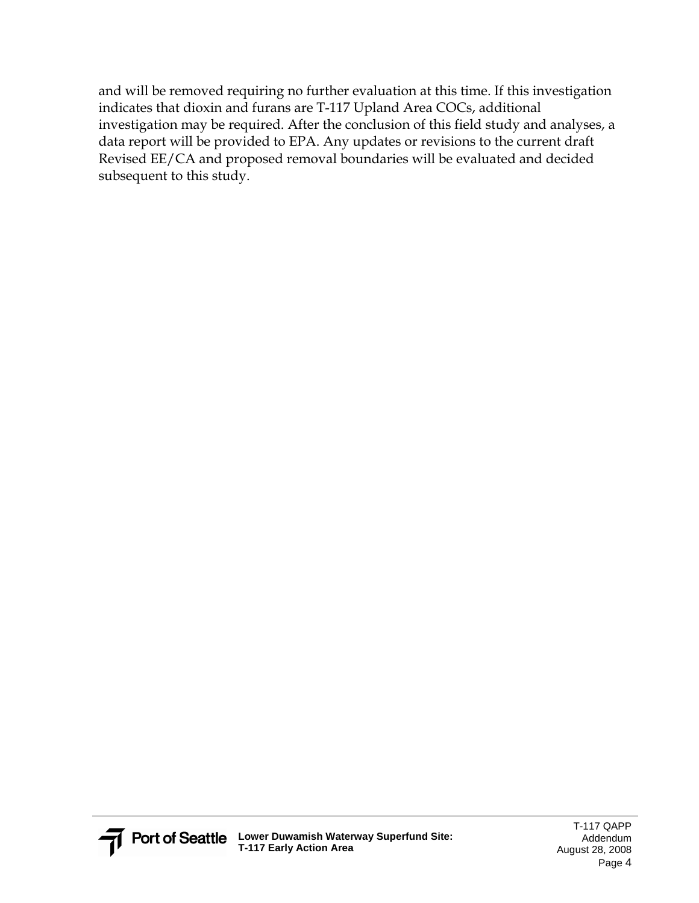and will be removed requiring no further evaluation at this time. If this investigation indicates that dioxin and furans are T-117 Upland Area COCs, additional investigation may be required. After the conclusion of this field study and analyses, a data report will be provided to EPA. Any updates or revisions to the current draft Revised EE/CA and proposed removal boundaries will be evaluated and decided subsequent to this study.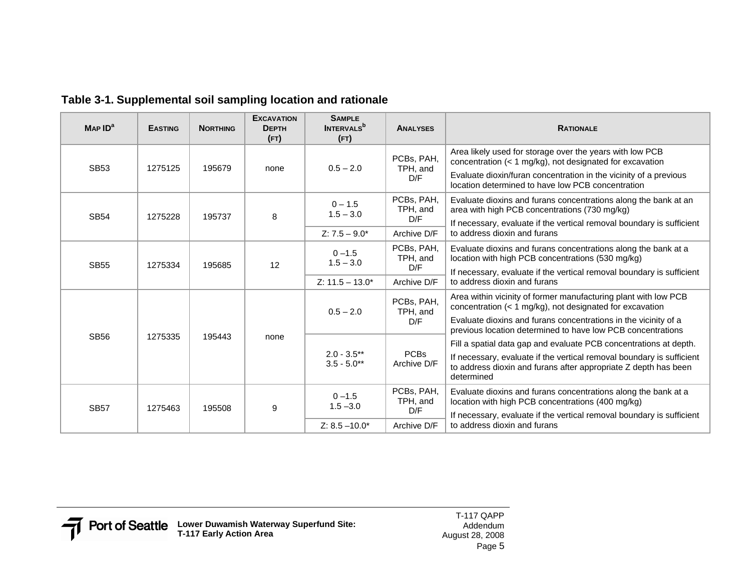## Table 3-1. Supplemental soil sampling location and rationale

| Map ID[a] | Easting | Northing | Excavation Depth (ft) | Sample Intervals[b] (ft) | Analyses | Rationale |
|---|---|---|---|---|---|---|
| SB53 | 1275125 | 195679 | none | 0.5 – 2.0 | PCBs, PAH, TPH, and D/F | Area likely used for storage over the years with low PCB concentration (< 1 mg/kg), not designated for excavation<br>Evaluate dioxin/furan concentration in the vicinity of a previous location determined to have low PCB concentration |
| SB54 | 1275228 | 195737 | 8 | 0 – 1.5<br>1.5 – 3.0 | PCBs, PAH, TPH, and D/F | Evaluate dioxins and furans concentrations along the bank at an area with high PCB concentrations (730 mg/kg)<br>If necessary, evaluate if the vertical removal boundary is sufficient to address dioxin and furans |
| | | | | Z: 7.5 – 9.0* | Archive D/F | |
| SB55 | 1275334 | 195685 | 12 | 0 –1.5<br>1.5 – 3.0 | PCBs, PAH, TPH, and D/F | Evaluate dioxins and furans concentrations along the bank at a location with high PCB concentrations (530 mg/kg)<br>If necessary, evaluate if the vertical removal boundary is sufficient to address dioxin and furans |
| | | | | Z: 11.5 – 13.0* | Archive D/F | |
| SB56 | 1275335 | 195443 | none | 0.5 – 2.0 | PCBs, PAH, TPH, and D/F | Area within vicinity of former manufacturing plant with low PCB concentration (< 1 mg/kg), not designated for excavation<br>Evaluate dioxins and furans concentrations in the vicinity of a previous location determined to have low PCB concentrations |
| | | | | 2.0 - 3.5**<br>3.5 - 5.0** | PCBs<br>Archive D/F | Fill a spatial data gap and evaluate PCB concentrations at depth.<br>If necessary, evaluate if the vertical removal boundary is sufficient to address dioxin and furans after appropriate Z depth has been determined |
| SB57 | 1275463 | 195508 | 9 | 0 –1.5<br>1.5 –3.0 | PCBs, PAH, TPH, and D/F | Evaluate dioxins and furans concentrations along the bank at a location with high PCB concentrations (400 mg/kg)<br>If necessary, evaluate if the vertical removal boundary is sufficient to address dioxin and furans |
| | | | | Z: 8.5 –10.0* | Archive D/F | |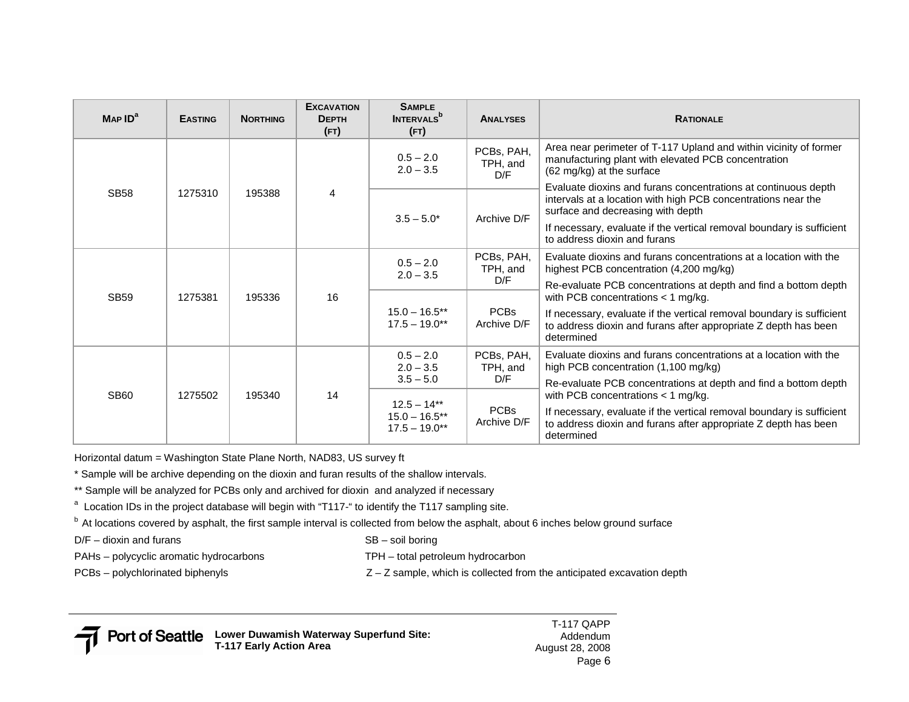| Map ID[a] | Easting | Northing | Excavation Depth (ft) | Sample Intervals[b] (ft) | Analyses | Rationale |
|---|---|---|---|---|---|---|
| SB58 | 1275310 | 195388 | 4 | 0.5 – 2.0<br>2.0 – 3.5 | PCBs, PAH, TPH, and D/F | Area near perimeter of T-117 Upland and within vicinity of former manufacturing plant with elevated PCB concentration (62 mg/kg) at the surface<br>Evaluate dioxins and furans concentrations at continuous depth intervals at a location with high PCB concentrations near the surface and decreasing with depth<br>If necessary, evaluate if the vertical removal boundary is sufficient to address dioxin and furans |
| | | | | 3.5 – 5.0* | Archive D/F | |
| SB59 | 1275381 | 195336 | 16 | 0.5 – 2.0<br>2.0 – 3.5 | PCBs, PAH, TPH, and D/F | Evaluate dioxins and furans concentrations at a location with the highest PCB concentration (4,200 mg/kg)<br>Re-evaluate PCB concentrations at depth and find a bottom depth with PCB concentrations < 1 mg/kg.<br>If necessary, evaluate if the vertical removal boundary is sufficient to address dioxin and furans after appropriate Z depth has been determined |
| | | | | 15.0 – 16.5**<br>17.5 – 19.0** | PCBs<br>Archive D/F | |
| SB60 | 1275502 | 195340 | 14 | 0.5 – 2.0<br>2.0 – 3.5<br>3.5 – 5.0 | PCBs, PAH, TPH, and D/F | Evaluate dioxins and furans concentrations at a location with the high PCB concentration (1,100 mg/kg)<br>Re-evaluate PCB concentrations at depth and find a bottom depth with PCB concentrations < 1 mg/kg.<br>If necessary, evaluate if the vertical removal boundary is sufficient to address dioxin and furans after appropriate Z depth has been determined |
| | | | | 12.5 – 14**<br>15.0 – 16.5**<br>17.5 – 19.0** | PCBs<br>Archive D/F | |

Horizontal datum = Washington State Plane North, NAD83, US survey ft

* Sample will be archive depending on the dioxin and furan results of the shallow intervals.

** Sample will be analyzed for PCBs only and archived for dioxin and analyzed if necessary

[a] Location IDs in the project database will begin with "T117-" to identify the T117 sampling site.

[b] At locations covered by asphalt, the first sample interval is collected from below the asphalt, about 6 inches below ground surface

D/F – dioxin and furans

PAHs – polycyclic aromatic hydrocarbons

PCBs – polychlorinated biphenyls

SB – soil boring

TPH – total petroleum hydrocarbon

Z – Z sample, which is collected from the anticipated excavation depth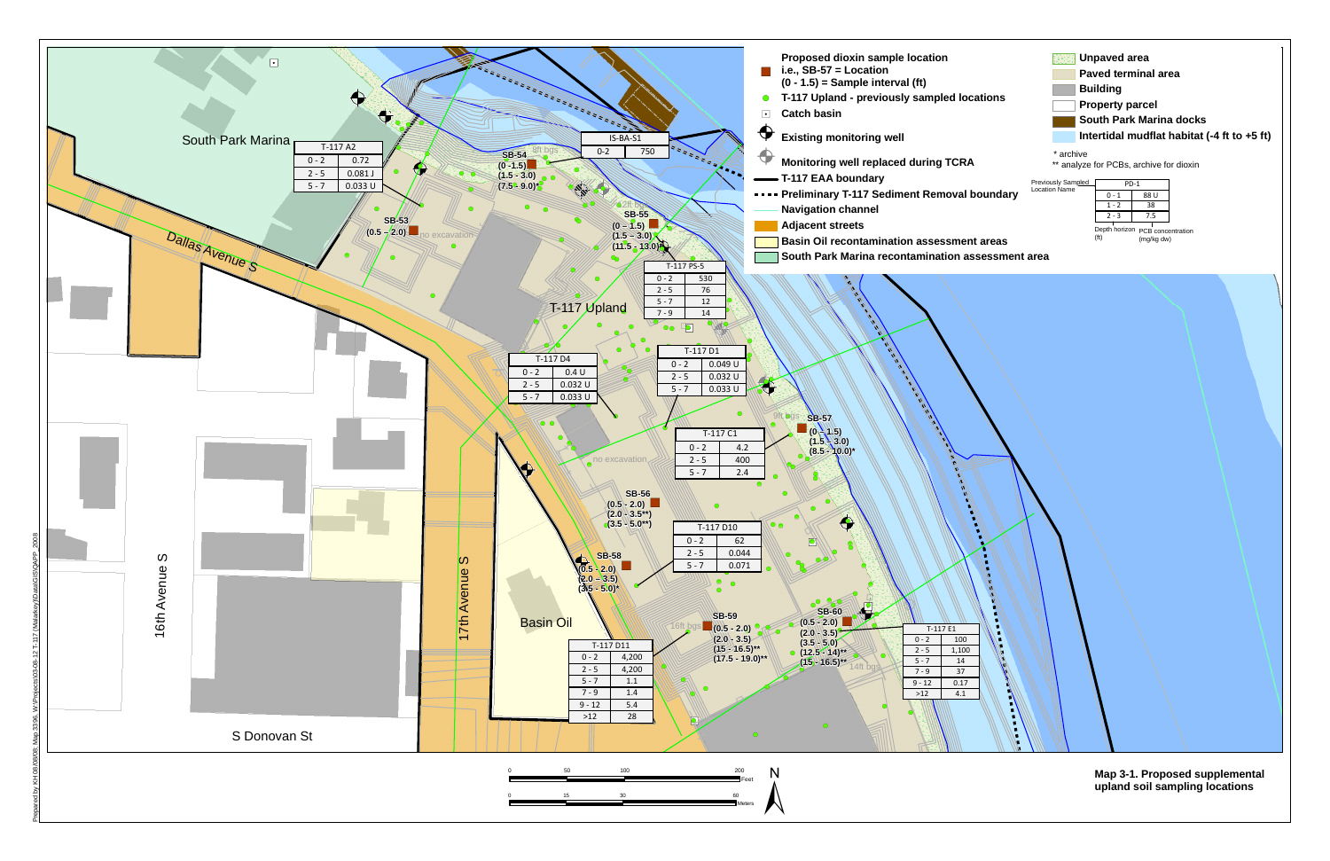# Map 3-1. Proposed supplemental upland soil sampling locations

**Legend**

- Proposed dioxin sample location — i.e., SB-57 = Location; (0 - 1.5) = Sample interval (ft)
- T-117 Upland - previously sampled locations
- Catch basin
- Existing monitoring well
- Monitoring well replaced during TCRA
- T-117 EAA boundary
- Preliminary T-117 Sediment Removal boundary
- Navigation channel
- Adjacent streets
- Basin Oil recontamination assessment areas
- South Park Marina recontamination assessment area
- Unpaved area
- Paved terminal area
- Building
- Property parcel
- South Park Marina docks
- Intertidal mudflat habitat (-4 ft to +5 ft)

\* archive
\*\* analyze for PCBs, archive for dioxin

Example: Previously Sampled Location Name; Depth horizon (ft); PCB concentration (mg/kg dw)

| PD-1 | |
|---|---|
| 0 - 1 | 88 U |
| 1 - 2 | 38 |
| 2 - 3 | 7.5 |

**Proposed sample locations**

- SB-53: (0.5 – 2.0) — no excavation
- SB-54: (0 -1.5); (1.5 - 3.0); (7.5 - 9.0)* — 8ft bgs
- SB-55: (0 – 1.5); (1.5 – 3.0); (11.5 - 13.0)* — 12ft bgs
- SB-56: (0.5 - 2.0); (2.0 - 3.5**); (3.5 - 5.0**) — no excavation
- SB-57: (0 – 1.5); (1.5 – 3.0); (8.5 - 10.0)* — 9ft bgs
- SB-58: (0.5 - 2.0); (2.0 - 3.5); (3.5 - 5.0)*
- SB-59: (0.5 - 2.0); (2.0 - 3.5); (15 - 16.5)**; (17.5 - 19.0)** — 16ft bgs
- SB-60: (0.5 - 2.0); (2.0 - 3.5); (3.5 - 5.0); (12.5 - 14)**; (15 - 16.5)** — 14ft bgs

**Previously sampled locations**

| T-117 A2 | |
|---|---|
| 0 - 2 | 0.72 |
| 2 - 5 | 0.081 J |
| 5 - 7 | 0.033 U |

| IS-BA-S1 | |
|---|---|
| 0-2 | 750 |

| T-117 PS-5 | |
|---|---|
| 0 - 2 | 530 |
| 2 - 5 | 76 |
| 5 - 7 | 12 |
| 7 - 9 | 14 |

| T-117 D4 | |
|---|---|
| 0 - 2 | 0.4 U |
| 2 - 5 | 0.032 U |
| 5 - 7 | 0.033 U |

| T-117 D1 | |
|---|---|
| 0 - 2 | 0.049 U |
| 2 - 5 | 0.032 U |
| 5 - 7 | 0.033 U |

| T-117 C1 | |
|---|---|
| 0 - 2 | 4.2 |
| 2 - 5 | 400 |
| 5 - 7 | 2.4 |

| T-117 D10 | |
|---|---|
| 0 - 2 | 62 |
| 2 - 5 | 0.044 |
| 5 - 7 | 0.071 |

| T-117 D11 | |
|---|---|
| 0 - 2 | 4,200 |
| 2 - 5 | 4,200 |
| 5 - 7 | 1.1 |
| 7 - 9 | 1.4 |
| 9 - 12 | 5.4 |
| >12 | 28 |

| T-117 E1 | |
|---|---|
| 0 - 2 | 100 |
| 2 - 5 | 1,100 |
| 5 - 7 | 14 |
| 7 - 9 | 37 |
| 9 - 12 | 0.17 |
| >12 | 4.1 |

Map labels: South Park Marina; Dallas Avenue S; T-117 Upland; Basin Oil; 16th Avenue S; 17th Avenue S; S Donovan St

Scale: 0, 50, 100, 200 Feet; 0, 15, 30, 60 Meters

Prepared by KH 08/08/08; Map 3396; W:\Projects\03-08-12 T-117 (Malarkey)\Data\GIS\QAPP 2008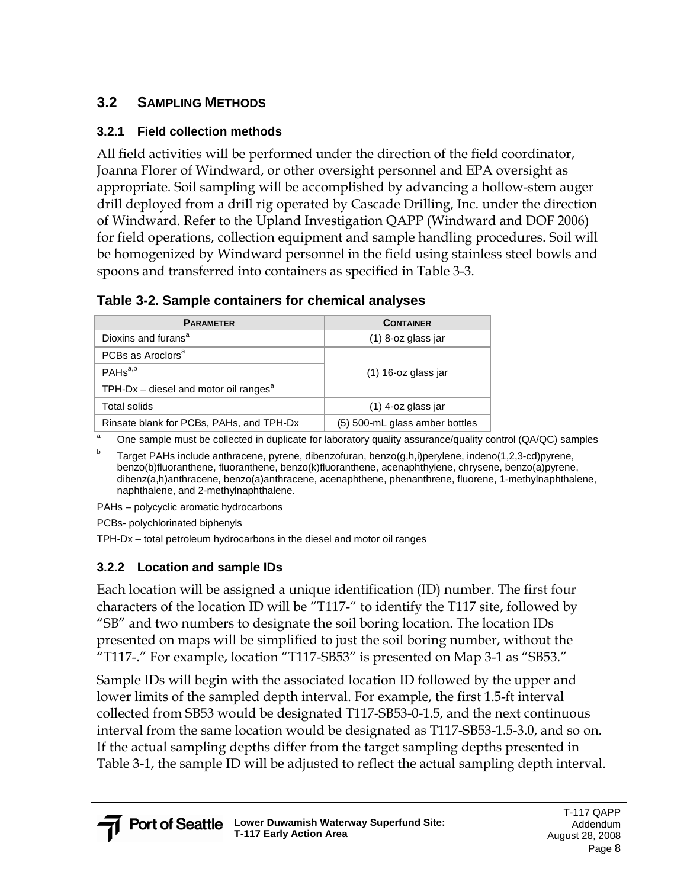## 3.2 Sampling Methods

### 3.2.1 Field collection methods

All field activities will be performed under the direction of the field coordinator, Joanna Florer of Windward, or other oversight personnel and EPA oversight as appropriate. Soil sampling will be accomplished by advancing a hollow-stem auger drill deployed from a drill rig operated by Cascade Drilling, Inc. under the direction of Windward. Refer to the Upland Investigation QAPP (Windward and DOF 2006) for field operations, collection equipment and sample handling procedures. Soil will be homogenized by Windward personnel in the field using stainless steel bowls and spoons and transferred into containers as specified in Table 3-3.

**Table 3-2. Sample containers for chemical analyses**

| Parameter | Container |
|---|---|
| Dioxins and furans[a] | (1) 8-oz glass jar |
| PCBs as Aroclors[a] | (1) 16-oz glass jar |
| PAHs[a,b] | |
| TPH-Dx – diesel and motor oil ranges[a] | |
| Total solids | (1) 4-oz glass jar |
| Rinsate blank for PCBs, PAHs, and TPH-Dx | (5) 500-mL glass amber bottles |

[a] One sample must be collected in duplicate for laboratory quality assurance/quality control (QA/QC) samples

[b] Target PAHs include anthracene, pyrene, dibenzofuran, benzo(g,h,i)perylene, indeno(1,2,3-cd)pyrene, benzo(b)fluoranthene, fluoranthene, benzo(k)fluoranthene, acenaphthylene, chrysene, benzo(a)pyrene, dibenz(a,h)anthracene, benzo(a)anthracene, acenaphthene, phenanthrene, fluorene, 1-methylnaphthalene, naphthalene, and 2-methylnaphthalene.

PAHs – polycyclic aromatic hydrocarbons

PCBs- polychlorinated biphenyls

TPH-Dx – total petroleum hydrocarbons in the diesel and motor oil ranges

### 3.2.2 Location and sample IDs

Each location will be assigned a unique identification (ID) number. The first four characters of the location ID will be "T117-" to identify the T117 site, followed by "SB" and two numbers to designate the soil boring location. The location IDs presented on maps will be simplified to just the soil boring number, without the "T117-." For example, location "T117-SB53" is presented on Map 3-1 as "SB53."

Sample IDs will begin with the associated location ID followed by the upper and lower limits of the sampled depth interval. For example, the first 1.5-ft interval collected from SB53 would be designated T117-SB53-0-1.5, and the next continuous interval from the same location would be designated as T117-SB53-1.5-3.0, and so on. If the actual sampling depths differ from the target sampling depths presented in Table 3-1, the sample ID will be adjusted to reflect the actual sampling depth interval.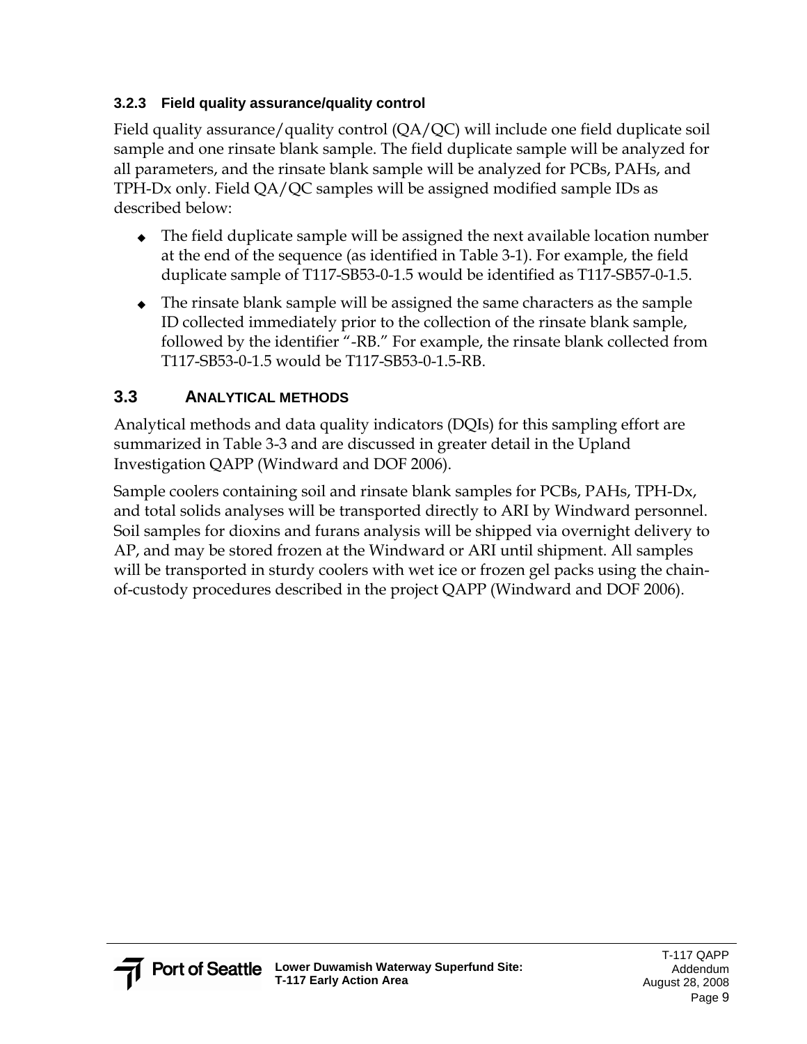### 3.2.3 Field quality assurance/quality control

Field quality assurance/quality control (QA/QC) will include one field duplicate soil sample and one rinsate blank sample. The field duplicate sample will be analyzed for all parameters, and the rinsate blank sample will be analyzed for PCBs, PAHs, and TPH-Dx only. Field QA/QC samples will be assigned modified sample IDs as described below:

- The field duplicate sample will be assigned the next available location number at the end of the sequence (as identified in Table 3-1). For example, the field duplicate sample of T117-SB53-0-1.5 would be identified as T117-SB57-0-1.5.
- The rinsate blank sample will be assigned the same characters as the sample ID collected immediately prior to the collection of the rinsate blank sample, followed by the identifier "-RB." For example, the rinsate blank collected from T117-SB53-0-1.5 would be T117-SB53-0-1.5-RB.

## 3.3 Analytical Methods

Analytical methods and data quality indicators (DQIs) for this sampling effort are summarized in Table 3-3 and are discussed in greater detail in the Upland Investigation QAPP (Windward and DOF 2006).

Sample coolers containing soil and rinsate blank samples for PCBs, PAHs, TPH-Dx, and total solids analyses will be transported directly to ARI by Windward personnel. Soil samples for dioxins and furans analysis will be shipped via overnight delivery to AP, and may be stored frozen at the Windward or ARI until shipment. All samples will be transported in sturdy coolers with wet ice or frozen gel packs using the chain-of-custody procedures described in the project QAPP (Windward and DOF 2006).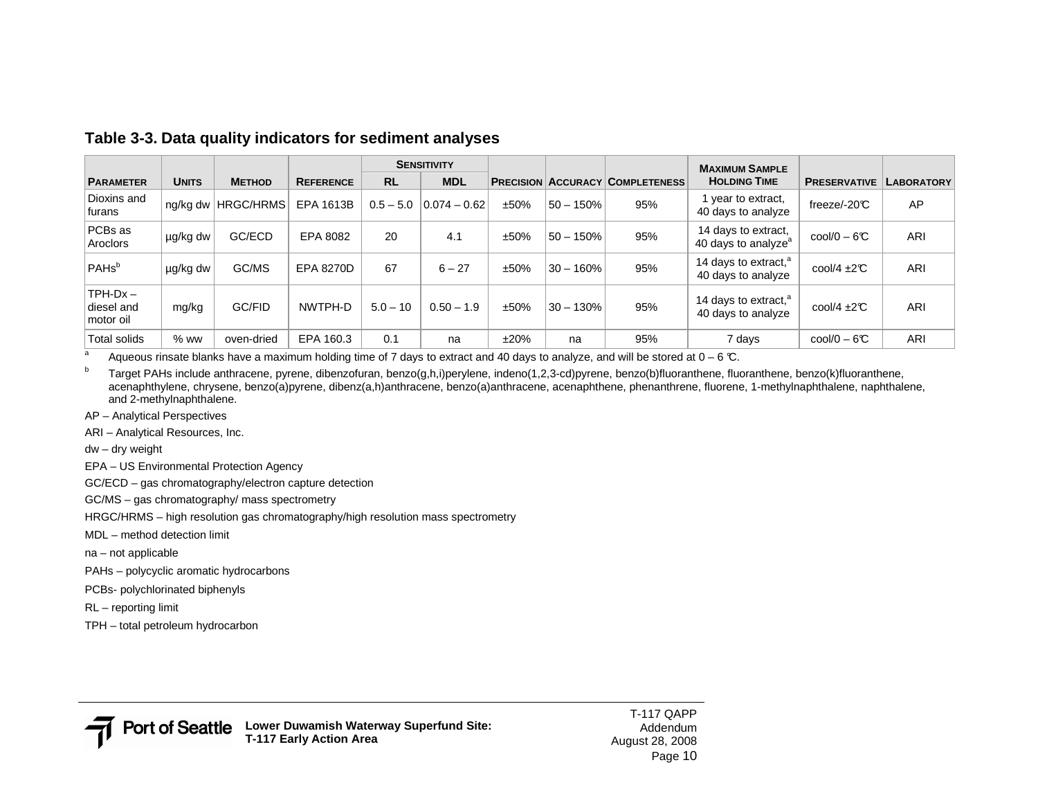## Table 3-3. Data quality indicators for sediment analyses

| Parameter | Units | Method | Reference | Sensitivity | | Precision | Accuracy | Completeness | Maximum Sample Holding Time | Preservative | Laboratory |
|---|---|---|---|---|---|---|---|---|---|---|---|
| | | | | RL | MDL | | | | | | |
| Dioxins and furans | ng/kg dw | HRGC/HRMS | EPA 1613B | 0.5 – 5.0 | 0.074 – 0.62 | ±50% | 50 – 150% | 95% | 1 year to extract, 40 days to analyze | freeze/-20℃ | AP |
| PCBs as Aroclors | µg/kg dw | GC/ECD | EPA 8082 | 20 | 4.1 | ±50% | 50 – 150% | 95% | 14 days to extract, 40 days to analyze[a] | cool/0 – 6℃ | ARI |
| PAHs[b] | µg/kg dw | GC/MS | EPA 8270D | 67 | 6 – 27 | ±50% | 30 – 160% | 95% | 14 days to extract,[a] 40 days to analyze | cool/4 ±2℃ | ARI |
| TPH-Dx – diesel and motor oil | mg/kg | GC/FID | NWTPH-D | 5.0 – 10 | 0.50 – 1.9 | ±50% | 30 – 130% | 95% | 14 days to extract,[a] 40 days to analyze | cool/4 ±2℃ | ARI |
| Total solids | % ww | oven-dried | EPA 160.3 | 0.1 | na | ±20% | na | 95% | 7 days | cool/0 – 6℃ | ARI |

[a] Aqueous rinsate blanks have a maximum holding time of 7 days to extract and 40 days to analyze, and will be stored at 0 – 6 ℃.

[b] Target PAHs include anthracene, pyrene, dibenzofuran, benzo(g,h,i)perylene, indeno(1,2,3-cd)pyrene, benzo(b)fluoranthene, fluoranthene, benzo(k)fluoranthene, acenaphthylene, chrysene, benzo(a)pyrene, dibenz(a,h)anthracene, benzo(a)anthracene, acenaphthene, phenanthrene, fluorene, 1-methylnaphthalene, naphthalene, and 2-methylnaphthalene.

AP – Analytical Perspectives

ARI – Analytical Resources, Inc.

dw – dry weight

EPA – US Environmental Protection Agency

GC/ECD – gas chromatography/electron capture detection

GC/MS – gas chromatography/ mass spectrometry

HRGC/HRMS – high resolution gas chromatography/high resolution mass spectrometry

MDL – method detection limit

na – not applicable

PAHs – polycyclic aromatic hydrocarbons

PCBs- polychlorinated biphenyls

RL – reporting limit

TPH – total petroleum hydrocarbon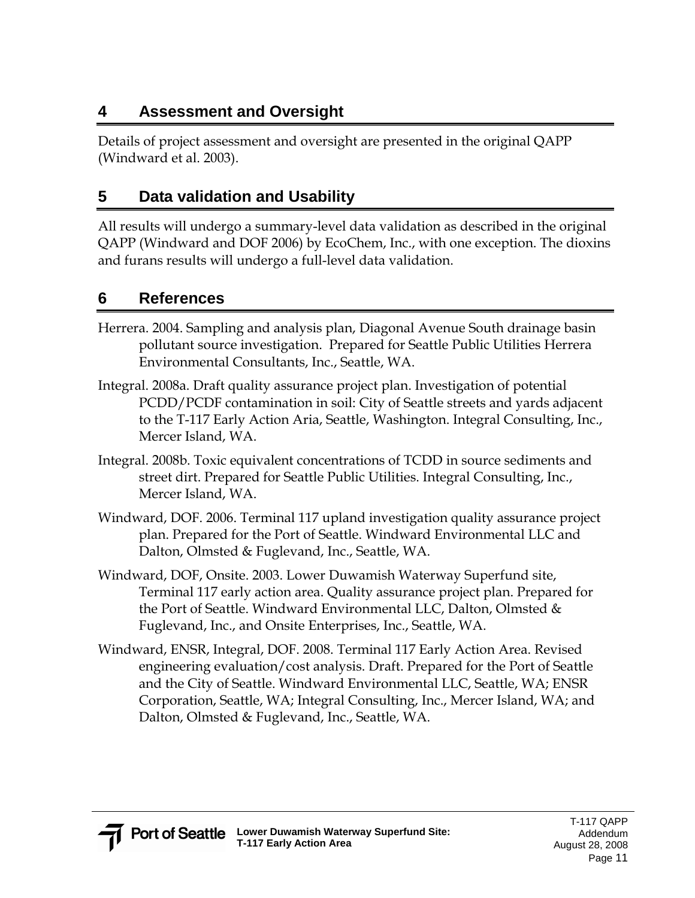## 4 Assessment and Oversight

Details of project assessment and oversight are presented in the original QAPP (Windward et al. 2003).

## 5 Data validation and Usability

All results will undergo a summary-level data validation as described in the original QAPP (Windward and DOF 2006) by EcoChem, Inc., with one exception. The dioxins and furans results will undergo a full-level data validation.

## 6 References

Herrera. 2004. Sampling and analysis plan, Diagonal Avenue South drainage basin pollutant source investigation. Prepared for Seattle Public Utilities Herrera Environmental Consultants, Inc., Seattle, WA.

Integral. 2008a. Draft quality assurance project plan. Investigation of potential PCDD/PCDF contamination in soil: City of Seattle streets and yards adjacent to the T-117 Early Action Aria, Seattle, Washington. Integral Consulting, Inc., Mercer Island, WA.

Integral. 2008b. Toxic equivalent concentrations of TCDD in source sediments and street dirt. Prepared for Seattle Public Utilities. Integral Consulting, Inc., Mercer Island, WA.

Windward, DOF. 2006. Terminal 117 upland investigation quality assurance project plan. Prepared for the Port of Seattle. Windward Environmental LLC and Dalton, Olmsted & Fuglevand, Inc., Seattle, WA.

Windward, DOF, Onsite. 2003. Lower Duwamish Waterway Superfund site, Terminal 117 early action area. Quality assurance project plan. Prepared for the Port of Seattle. Windward Environmental LLC, Dalton, Olmsted & Fuglevand, Inc., and Onsite Enterprises, Inc., Seattle, WA.

Windward, ENSR, Integral, DOF. 2008. Terminal 117 Early Action Area. Revised engineering evaluation/cost analysis. Draft. Prepared for the Port of Seattle and the City of Seattle. Windward Environmental LLC, Seattle, WA; ENSR Corporation, Seattle, WA; Integral Consulting, Inc., Mercer Island, WA; and Dalton, Olmsted & Fuglevand, Inc., Seattle, WA.